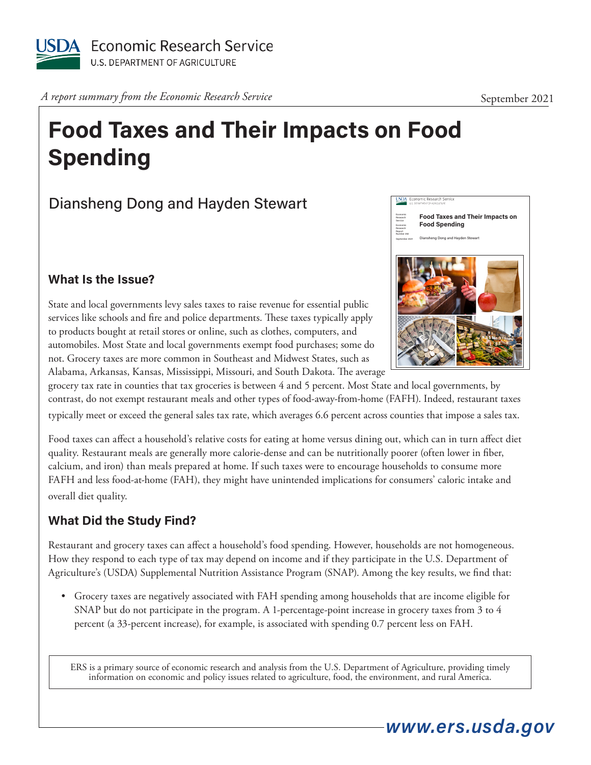USDA Economic Research Service
U.S. DEPARTMENT OF AGRICULTURE

*A report summary from the Economic Research Service*

September 2021

# Food Taxes and Their Impacts on Food Spending

Diansheng Dong and Hayden Stewart

## What Is the Issue?

State and local governments levy sales taxes to raise revenue for essential public services like schools and fire and police departments. These taxes typically apply to products bought at retail stores or online, such as clothes, computers, and automobiles. Most State and local governments exempt food purchases; some do not. Grocery taxes are more common in Southeast and Midwest States, such as Alabama, Arkansas, Kansas, Mississippi, Missouri, and South Dakota. The average grocery tax rate in counties that tax groceries is between 4 and 5 percent. Most State and local governments, by contrast, do not exempt restaurant meals and other types of food-away-from-home (FAFH). Indeed, restaurant taxes typically meet or exceed the general sales tax rate, which averages 6.6 percent across counties that impose a sales tax.

Food taxes can affect a household's relative costs for eating at home versus dining out, which can in turn affect diet quality. Restaurant meals are generally more calorie-dense and can be nutritionally poorer (often lower in fiber, calcium, and iron) than meals prepared at home. If such taxes were to encourage households to consume more FAFH and less food-at-home (FAH), they might have unintended implications for consumers' caloric intake and overall diet quality.

## What Did the Study Find?

Restaurant and grocery taxes can affect a household's food spending. However, households are not homogeneous. How they respond to each type of tax may depend on income and if they participate in the U.S. Department of Agriculture's (USDA) Supplemental Nutrition Assistance Program (SNAP). Among the key results, we find that:

- Grocery taxes are negatively associated with FAH spending among households that are income eligible for SNAP but do not participate in the program. A 1-percentage-point increase in grocery taxes from 3 to 4 percent (a 33-percent increase), for example, is associated with spending 0.7 percent less on FAH.

ERS is a primary source of economic research and analysis from the U.S. Department of Agriculture, providing timely information on economic and policy issues related to agriculture, food, the environment, and rural America.

www.ers.usda.gov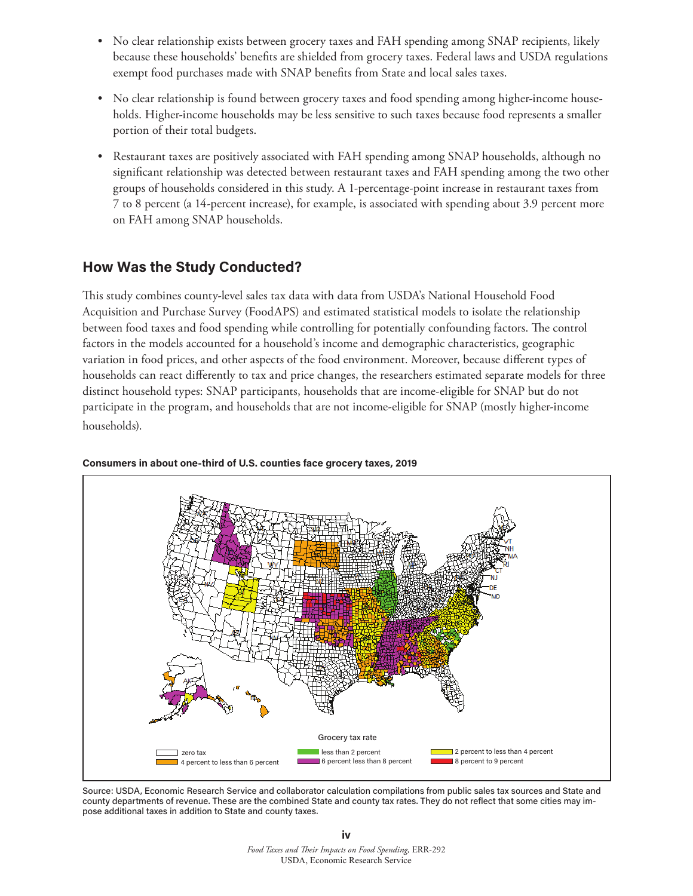- No clear relationship exists between grocery taxes and FAH spending among SNAP recipients, likely because these households' benefits are shielded from grocery taxes. Federal laws and USDA regulations exempt food purchases made with SNAP benefits from State and local sales taxes.
- No clear relationship is found between grocery taxes and food spending among higher-income households. Higher-income households may be less sensitive to such taxes because food represents a smaller portion of their total budgets.
- Restaurant taxes are positively associated with FAH spending among SNAP households, although no significant relationship was detected between restaurant taxes and FAH spending among the two other groups of households considered in this study. A 1-percentage-point increase in restaurant taxes from 7 to 8 percent (a 14-percent increase), for example, is associated with spending about 3.9 percent more on FAH among SNAP households.

## How Was the Study Conducted?

This study combines county-level sales tax data with data from USDA's National Household Food Acquisition and Purchase Survey (FoodAPS) and estimated statistical models to isolate the relationship between food taxes and food spending while controlling for potentially confounding factors. The control factors in the models accounted for a household's income and demographic characteristics, geographic variation in food prices, and other aspects of the food environment. Moreover, because different types of households can react differently to tax and price changes, the researchers estimated separate models for three distinct household types: SNAP participants, households that are income-eligible for SNAP but do not participate in the program, and households that are not income-eligible for SNAP (mostly higher-income households).

**Consumers in about one-third of U.S. counties face grocery taxes, 2019**

Grocery tax rate

zero tax
less than 2 percent
2 percent to less than 4 percent
4 percent to less than 6 percent
6 percent less than 8 percent
8 percent to 9 percent

Source: USDA, Economic Research Service and collaborator calculation compilations from public sales tax sources and State and county departments of revenue. These are the combined State and county tax rates. They do not reflect that some cities may impose additional taxes in addition to State and county taxes.